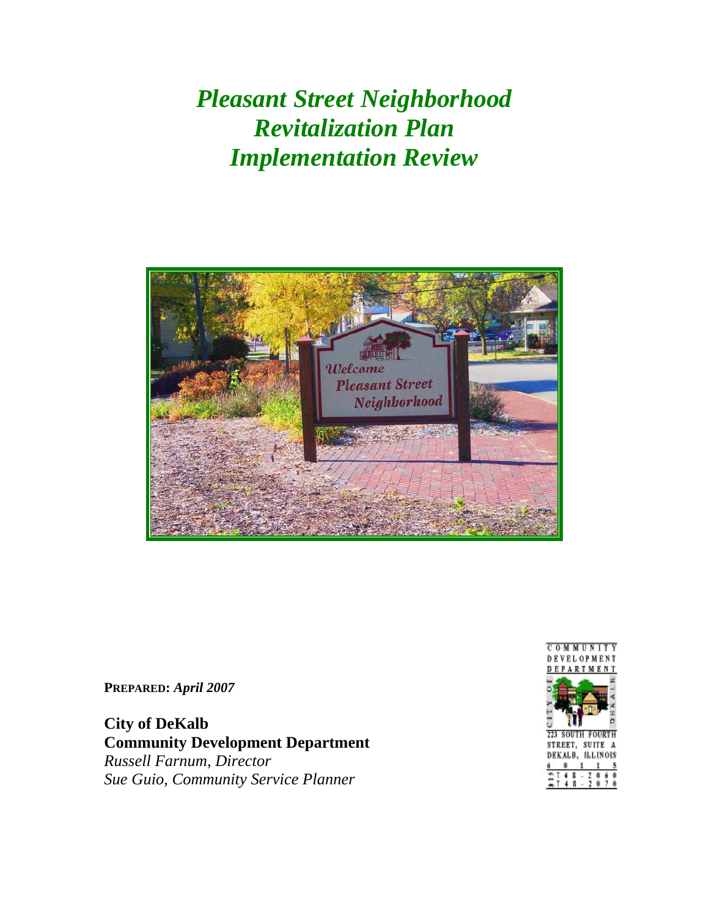# *Pleasant Street Neighborhood Revitalization Plan Implementation Review*

**PREPARED:** *April 2007*

**City of DeKalb**
**Community Development Department**
*Russell Farnum, Director*
*Sue Guio, Community Service Planner*

COMMUNITY DEVELOPMENT DEPARTMENT
CITY OF DEKALB
223 SOUTH FOURTH STREET, SUITE A
DEKALB, ILLINOIS 60115
815 748-2060
815 748-2070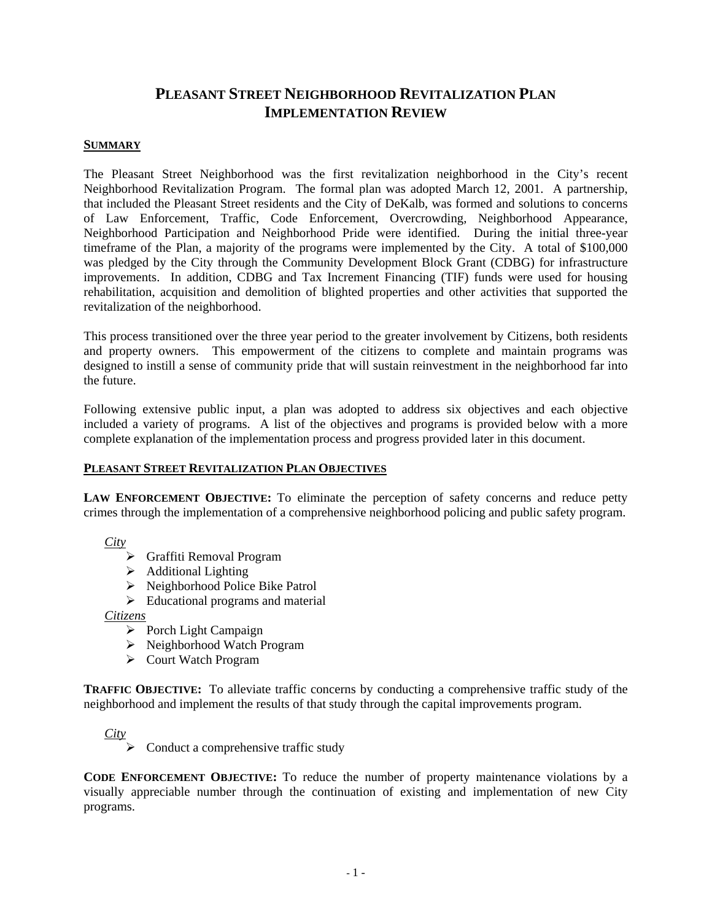# PLEASANT STREET NEIGHBORHOOD REVITALIZATION PLAN IMPLEMENTATION REVIEW

## SUMMARY

The Pleasant Street Neighborhood was the first revitalization neighborhood in the City's recent Neighborhood Revitalization Program. The formal plan was adopted March 12, 2001. A partnership, that included the Pleasant Street residents and the City of DeKalb, was formed and solutions to concerns of Law Enforcement, Traffic, Code Enforcement, Overcrowding, Neighborhood Appearance, Neighborhood Participation and Neighborhood Pride were identified. During the initial three-year timeframe of the Plan, a majority of the programs were implemented by the City. A total of $100,000 was pledged by the City through the Community Development Block Grant (CDBG) for infrastructure improvements. In addition, CDBG and Tax Increment Financing (TIF) funds were used for housing rehabilitation, acquisition and demolition of blighted properties and other activities that supported the revitalization of the neighborhood.

This process transitioned over the three year period to the greater involvement by Citizens, both residents and property owners. This empowerment of the citizens to complete and maintain programs was designed to instill a sense of community pride that will sustain reinvestment in the neighborhood far into the future.

Following extensive public input, a plan was adopted to address six objectives and each objective included a variety of programs. A list of the objectives and programs is provided below with a more complete explanation of the implementation process and progress provided later in this document.

## PLEASANT STREET REVITALIZATION PLAN OBJECTIVES

**LAW ENFORCEMENT OBJECTIVE:** To eliminate the perception of safety concerns and reduce petty crimes through the implementation of a comprehensive neighborhood policing and public safety program.

*City*

- Graffiti Removal Program
- Additional Lighting
- Neighborhood Police Bike Patrol
- Educational programs and material

*Citizens*

- Porch Light Campaign
- Neighborhood Watch Program
- Court Watch Program

**TRAFFIC OBJECTIVE:** To alleviate traffic concerns by conducting a comprehensive traffic study of the neighborhood and implement the results of that study through the capital improvements program.

*City*

- Conduct a comprehensive traffic study

**CODE ENFORCEMENT OBJECTIVE:** To reduce the number of property maintenance violations by a visually appreciable number through the continuation of existing and implementation of new City programs.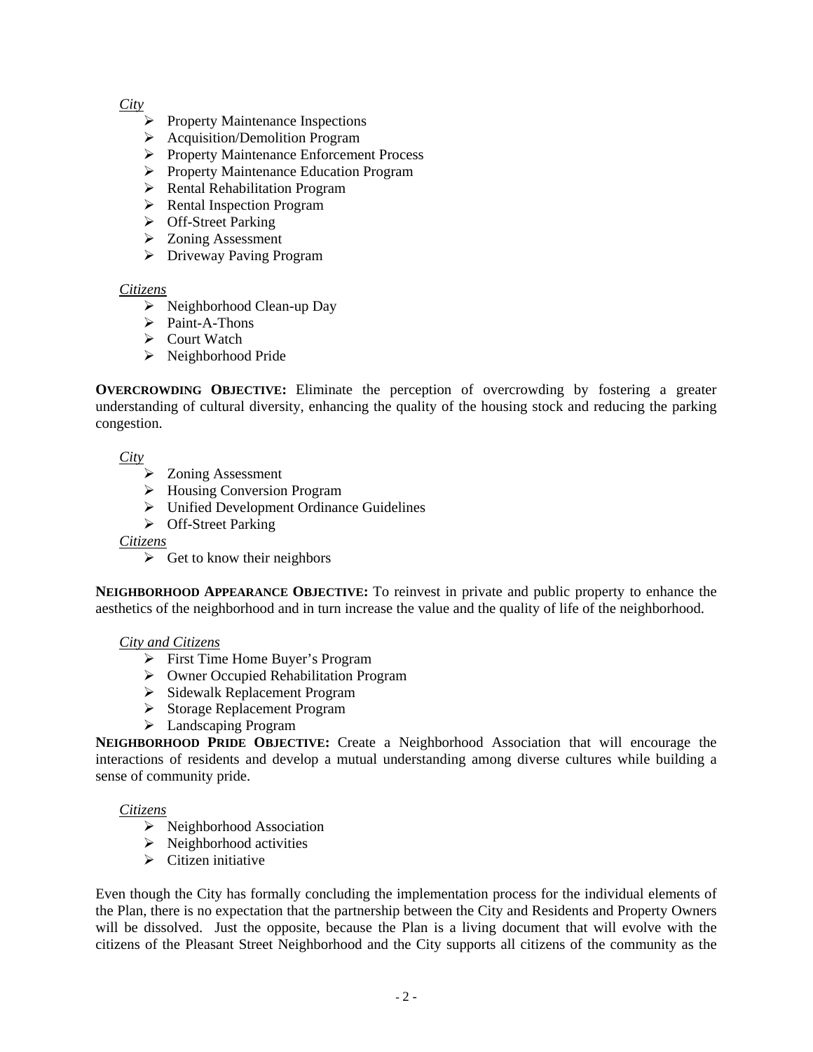*City*

- Property Maintenance Inspections
- Acquisition/Demolition Program
- Property Maintenance Enforcement Process
- Property Maintenance Education Program
- Rental Rehabilitation Program
- Rental Inspection Program
- Off-Street Parking
- Zoning Assessment
- Driveway Paving Program

*Citizens*

- Neighborhood Clean-up Day
- Paint-A-Thons
- Court Watch
- Neighborhood Pride

**OVERCROWDING OBJECTIVE:** Eliminate the perception of overcrowding by fostering a greater understanding of cultural diversity, enhancing the quality of the housing stock and reducing the parking congestion.

*City*

- Zoning Assessment
- Housing Conversion Program
- Unified Development Ordinance Guidelines
- Off-Street Parking

*Citizens*

- Get to know their neighbors

**NEIGHBORHOOD APPEARANCE OBJECTIVE:** To reinvest in private and public property to enhance the aesthetics of the neighborhood and in turn increase the value and the quality of life of the neighborhood.

*City and Citizens*

- First Time Home Buyer's Program
- Owner Occupied Rehabilitation Program
- Sidewalk Replacement Program
- Storage Replacement Program
- Landscaping Program

**NEIGHBORHOOD PRIDE OBJECTIVE:** Create a Neighborhood Association that will encourage the interactions of residents and develop a mutual understanding among diverse cultures while building a sense of community pride.

*Citizens*

- Neighborhood Association
- Neighborhood activities
- Citizen initiative

Even though the City has formally concluding the implementation process for the individual elements of the Plan, there is no expectation that the partnership between the City and Residents and Property Owners will be dissolved. Just the opposite, because the Plan is a living document that will evolve with the citizens of the Pleasant Street Neighborhood and the City supports all citizens of the community as the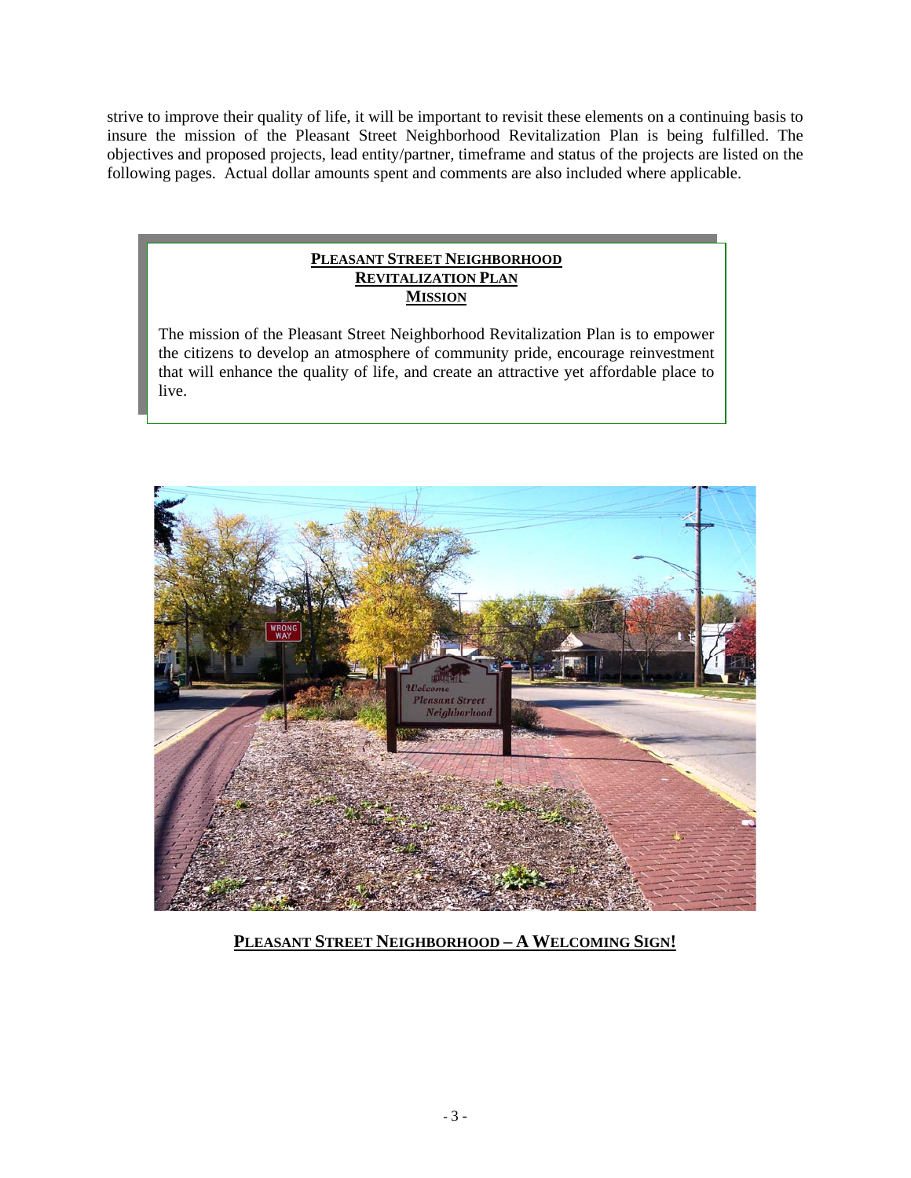strive to improve their quality of life, it will be important to revisit these elements on a continuing basis to insure the mission of the Pleasant Street Neighborhood Revitalization Plan is being fulfilled. The objectives and proposed projects, lead entity/partner, timeframe and status of the projects are listed on the following pages. Actual dollar amounts spent and comments are also included where applicable.

**PLEASANT STREET NEIGHBORHOOD REVITALIZATION PLAN MISSION**

The mission of the Pleasant Street Neighborhood Revitalization Plan is to empower the citizens to develop an atmosphere of community pride, encourage reinvestment that will enhance the quality of life, and create an attractive yet affordable place to live.

**PLEASANT STREET NEIGHBORHOOD – A WELCOMING SIGN!**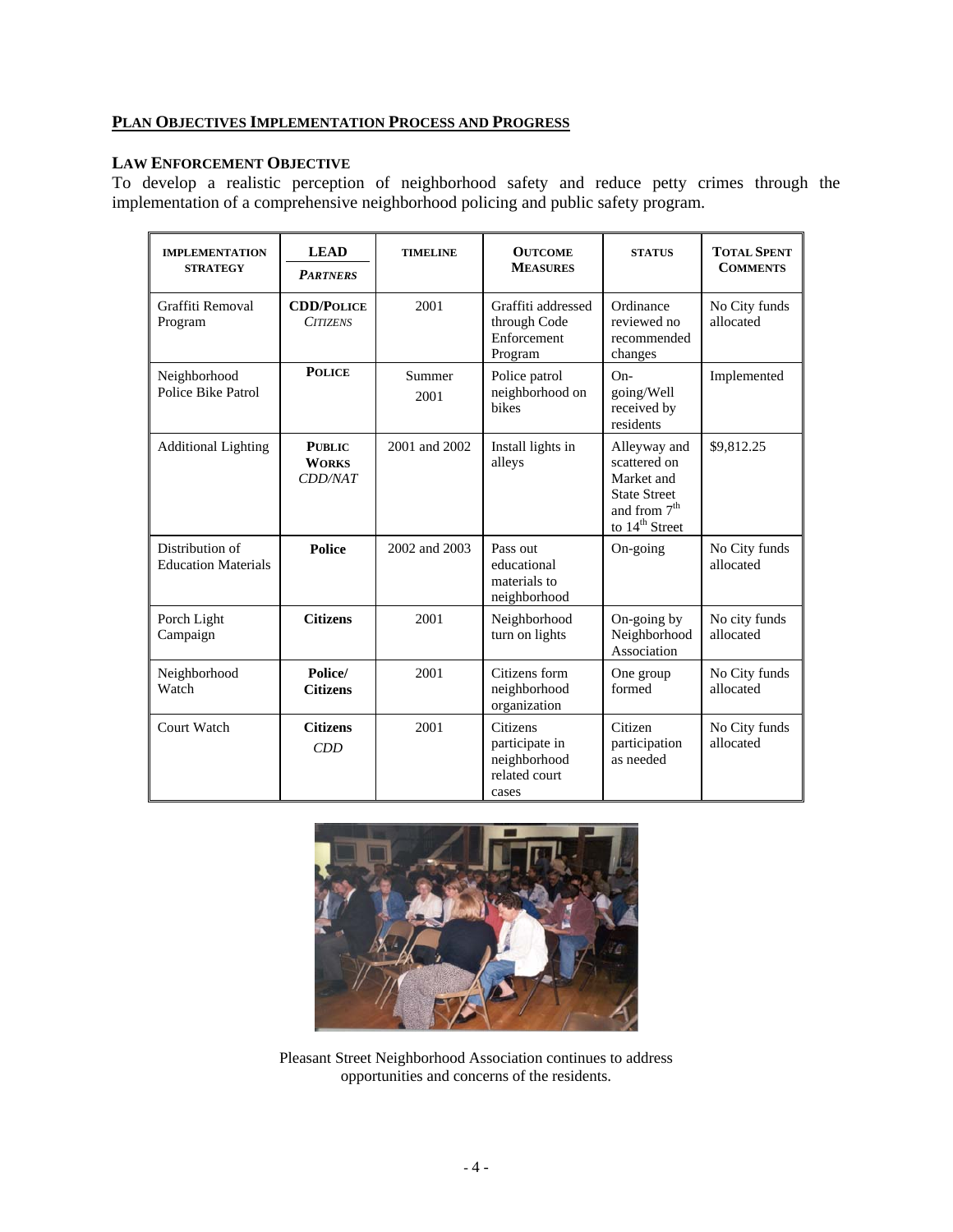## PLAN OBJECTIVES IMPLEMENTATION PROCESS AND PROGRESS

### LAW ENFORCEMENT OBJECTIVE

To develop a realistic perception of neighborhood safety and reduce petty crimes through the implementation of a comprehensive neighborhood policing and public safety program.

| IMPLEMENTATION STRATEGY | LEAD / *PARTNERS* | TIMELINE | OUTCOME MEASURES | STATUS | TOTAL SPENT COMMENTS |
|---|---|---|---|---|---|
| Graffiti Removal Program | **CDD/POLICE** *CITIZENS* | 2001 | Graffiti addressed through Code Enforcement Program | Ordinance reviewed no recommended changes | No City funds allocated |
| Neighborhood Police Bike Patrol | **POLICE** | Summer 2001 | Police patrol neighborhood on bikes | On-going/Well received by residents | Implemented |
| Additional Lighting | **PUBLIC WORKS** *CDD/NAT* | 2001 and 2002 | Install lights in alleys | Alleyway and scattered on Market and State Street and from 7th to 14th Street | $9,812.25 |
| Distribution of Education Materials | **Police** | 2002 and 2003 | Pass out educational materials to neighborhood | On-going | No City funds allocated |
| Porch Light Campaign | **Citizens** | 2001 | Neighborhood turn on lights | On-going by Neighborhood Association | No city funds allocated |
| Neighborhood Watch | **Police/ Citizens** | 2001 | Citizens form neighborhood organization | One group formed | No City funds allocated |
| Court Watch | **Citizens** *CDD* | 2001 | Citizens participate in neighborhood related court cases | Citizen participation as needed | No City funds allocated |

Pleasant Street Neighborhood Association continues to address opportunities and concerns of the residents.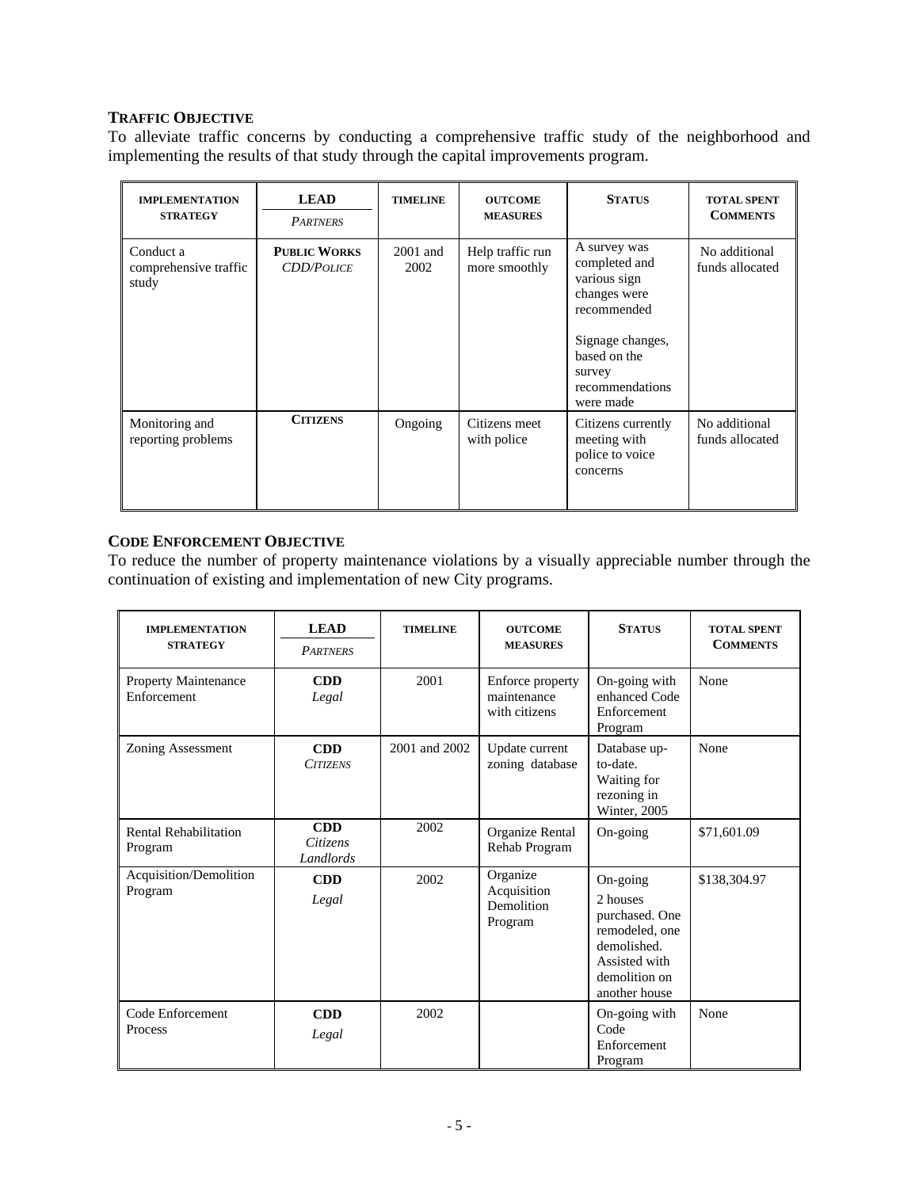**TRAFFIC OBJECTIVE**

To alleviate traffic concerns by conducting a comprehensive traffic study of the neighborhood and implementing the results of that study through the capital improvements program.

| IMPLEMENTATION STRATEGY | LEAD / *PARTNERS* | TIMELINE | OUTCOME MEASURES | STATUS | TOTAL SPENT COMMENTS |
|---|---|---|---|---|---|
| Conduct a comprehensive traffic study | **PUBLIC WORKS** *CDD/POLICE* | 2001 and 2002 | Help traffic run more smoothly | A survey was completed and various sign changes were recommended<br><br>Signage changes, based on the survey recommendations were made | No additional funds allocated |
| Monitoring and reporting problems | **CITIZENS** | Ongoing | Citizens meet with police | Citizens currently meeting with police to voice concerns | No additional funds allocated |

**CODE ENFORCEMENT OBJECTIVE**

To reduce the number of property maintenance violations by a visually appreciable number through the continuation of existing and implementation of new City programs.

| IMPLEMENTATION STRATEGY | LEAD / *PARTNERS* | TIMELINE | OUTCOME MEASURES | STATUS | TOTAL SPENT COMMENTS |
|---|---|---|---|---|---|
| Property Maintenance Enforcement | **CDD** *Legal* | 2001 | Enforce property maintenance with citizens | On-going with enhanced Code Enforcement Program | None |
| Zoning Assessment | **CDD** *CITIZENS* | 2001 and 2002 | Update current zoning database | Database up-to-date. Waiting for rezoning in Winter, 2005 | None |
| Rental Rehabilitation Program | **CDD** *Citizens* *Landlords* | 2002 | Organize Rental Rehab Program | On-going | $71,601.09 |
| Acquisition/Demolition Program | **CDD** *Legal* | 2002 | Organize Acquisition Demolition Program | On-going<br>2 houses purchased. One remodeled, one demolished. Assisted with demolition on another house | $138,304.97 |
| Code Enforcement Process | **CDD** *Legal* | 2002 | | On-going with Code Enforcement Program | None |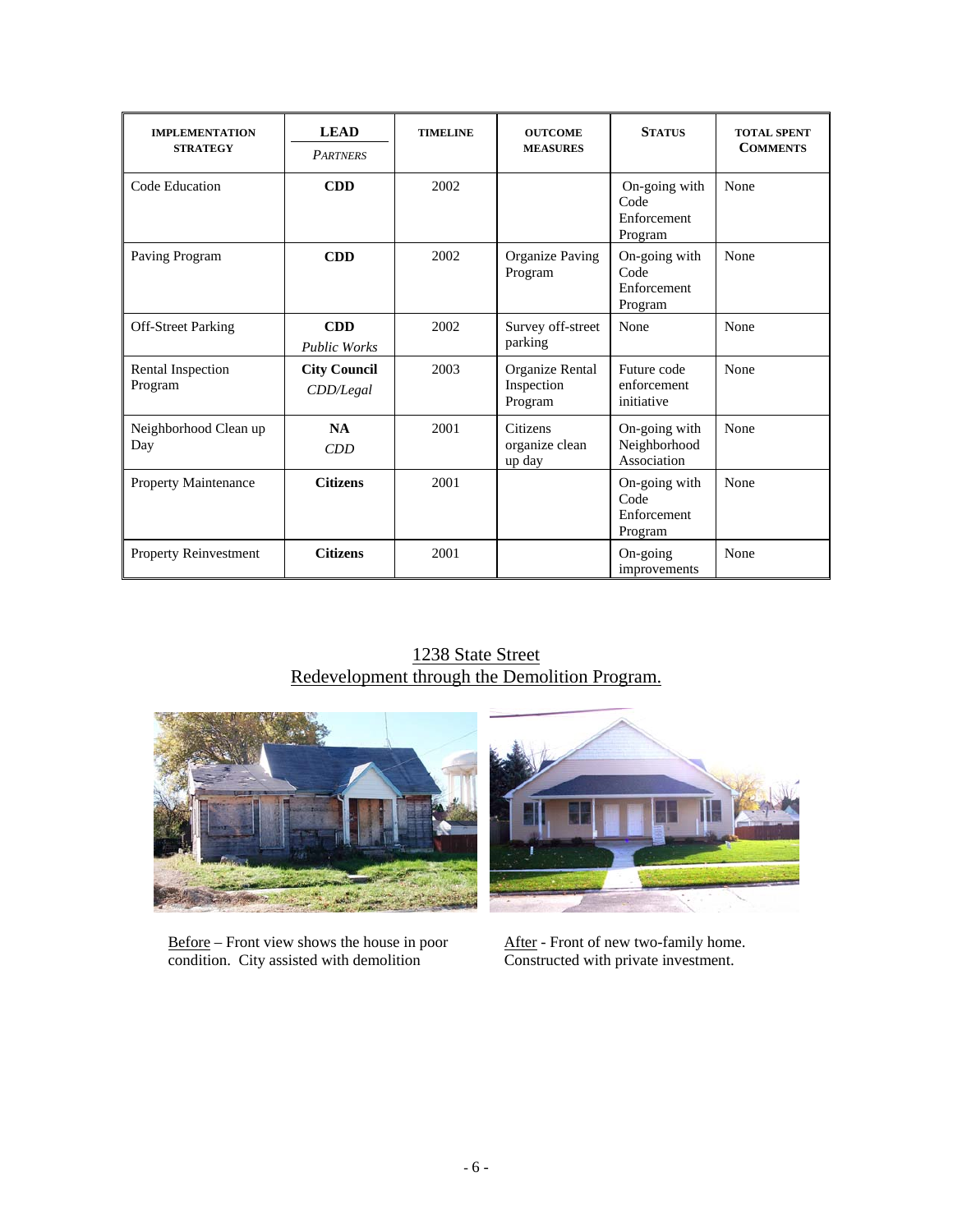| IMPLEMENTATION STRATEGY | LEAD *PARTNERS* | TIMELINE | OUTCOME MEASURES | STATUS | TOTAL SPENT COMMENTS |
|---|---|---|---|---|---|
| Code Education | **CDD** | 2002 | | On-going with Code Enforcement Program | None |
| Paving Program | **CDD** | 2002 | Organize Paving Program | On-going with Code Enforcement Program | None |
| Off-Street Parking | **CDD** *Public Works* | 2002 | Survey off-street parking | None | None |
| Rental Inspection Program | **City Council** *CDD/Legal* | 2003 | Organize Rental Inspection Program | Future code enforcement initiative | None |
| Neighborhood Clean up Day | **NA** *CDD* | 2001 | Citizens organize clean up day | On-going with Neighborhood Association | None |
| Property Maintenance | **Citizens** | 2001 | | On-going with Code Enforcement Program | None |
| Property Reinvestment | **Citizens** | 2001 | | On-going improvements | None |

1238 State Street
Redevelopment through the Demolition Program.

Before – Front view shows the house in poor condition. City assisted with demolition

After - Front of new two-family home. Constructed with private investment.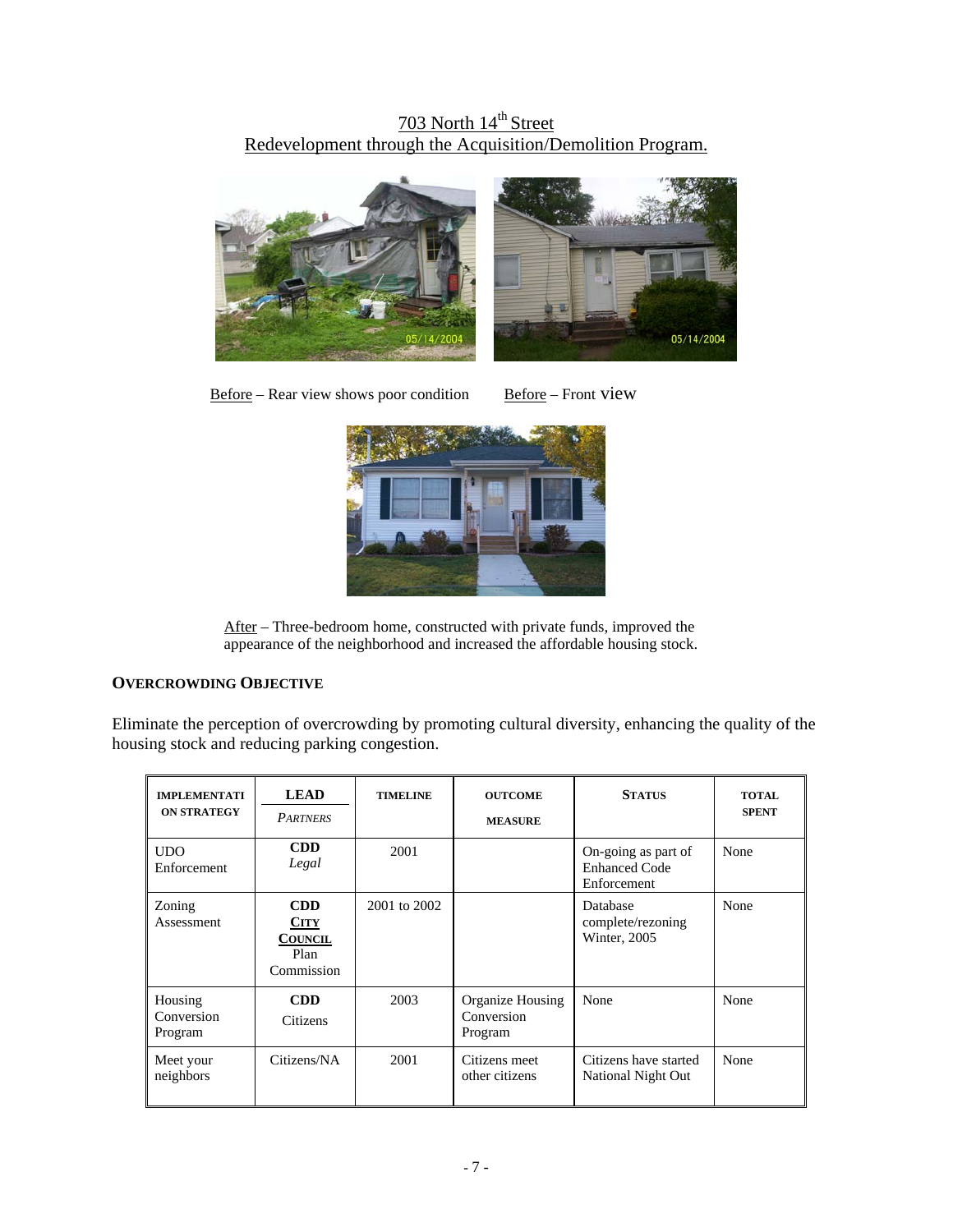703 North $14^{th}$ Street
Redevelopment through the Acquisition/Demolition Program.

Before – Rear view shows poor condition

Before – Front view

After – Three-bedroom home, constructed with private funds, improved the appearance of the neighborhood and increased the affordable housing stock.

**OVERCROWDING OBJECTIVE**

Eliminate the perception of overcrowding by promoting cultural diversity, enhancing the quality of the housing stock and reducing parking congestion.

| IMPLEMENTATION STRATEGY | LEAD / *PARTNERS* | TIMELINE | OUTCOME MEASURE | STATUS | TOTAL SPENT |
|---|---|---|---|---|---|
| UDO Enforcement | **CDD** *Legal* | 2001 | | On-going as part of Enhanced Code Enforcement | None |
| Zoning Assessment | **CDD** **CITY COUNCIL** Plan Commission | 2001 to 2002 | | Database complete/rezoning Winter, 2005 | None |
| Housing Conversion Program | **CDD** Citizens | 2003 | Organize Housing Conversion Program | None | None |
| Meet your neighbors | Citizens/NA | 2001 | Citizens meet other citizens | Citizens have started National Night Out | None |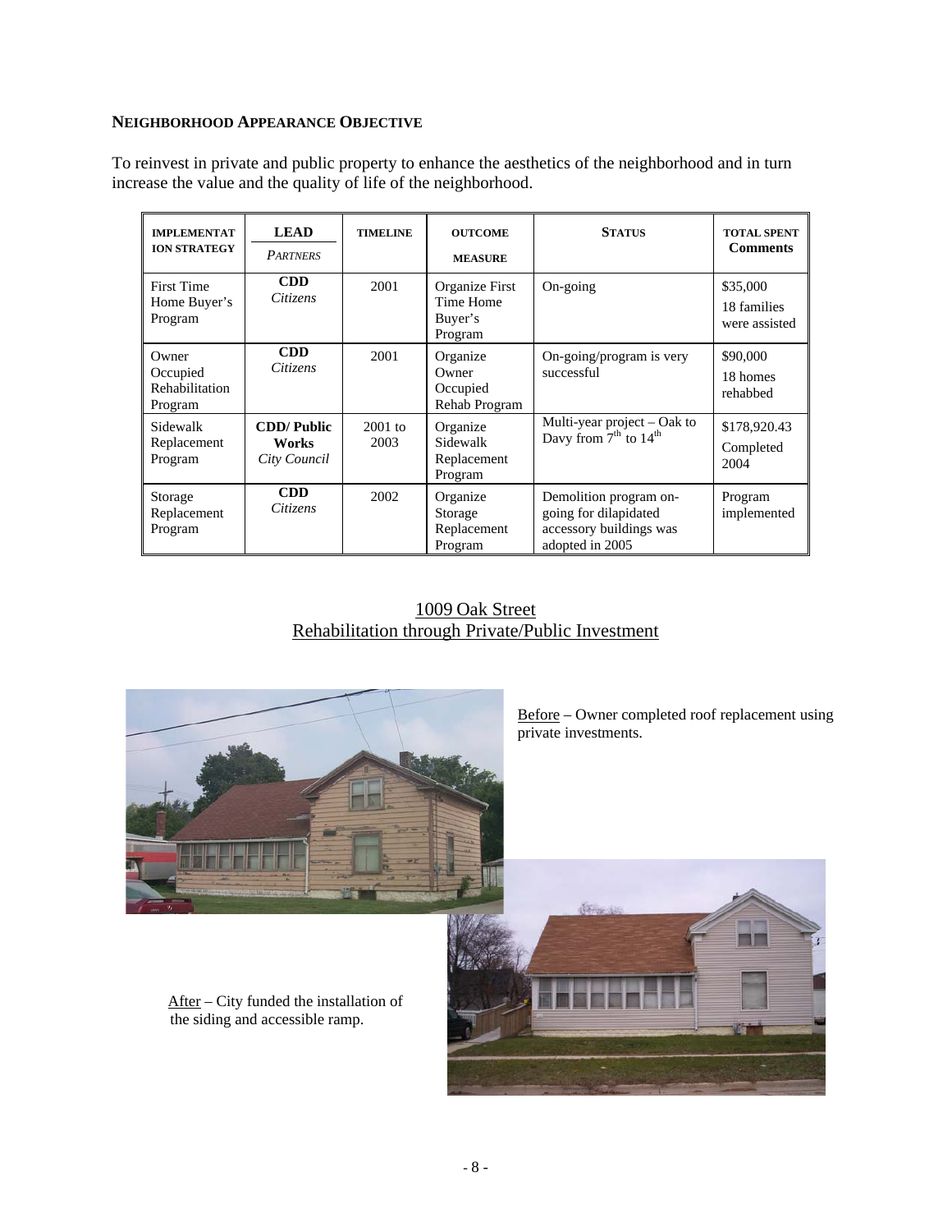**NEIGHBORHOOD APPEARANCE OBJECTIVE**

To reinvest in private and public property to enhance the aesthetics of the neighborhood and in turn increase the value and the quality of life of the neighborhood.

| IMPLEMENTATION STRATEGY | LEAD / *PARTNERS* | TIMELINE | OUTCOME MEASURE | STATUS | TOTAL SPENT Comments |
|---|---|---|---|---|---|
| First Time Home Buyer's Program | **CDD** *Citizens* | 2001 | Organize First Time Home Buyer's Program | On-going | $35,000 18 families were assisted |
| Owner Occupied Rehabilitation Program | **CDD** *Citizens* | 2001 | Organize Owner Occupied Rehab Program | On-going/program is very successful | $90,000 18 homes rehabbed |
| Sidewalk Replacement Program | **CDD/ Public Works** *City Council* | 2001 to 2003 | Organize Sidewalk Replacement Program | Multi-year project – Oak to Davy from 7th to 14th | $178,920.43 Completed 2004 |
| Storage Replacement Program | **CDD** *Citizens* | 2002 | Organize Storage Replacement Program | Demolition program on-going for dilapidated accessory buildings was adopted in 2005 | Program implemented |

1009 Oak Street
Rehabilitation through Private/Public Investment

Before – Owner completed roof replacement using private investments.

After – City funded the installation of the siding and accessible ramp.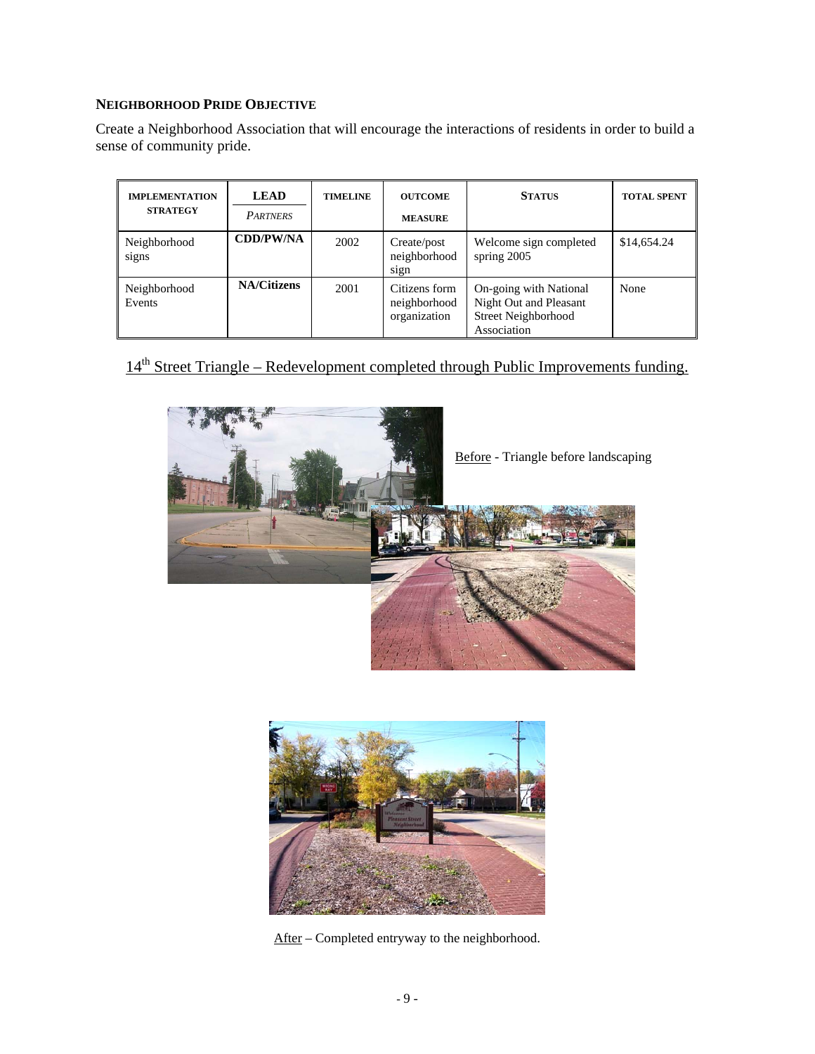**NEIGHBORHOOD PRIDE OBJECTIVE**

Create a Neighborhood Association that will encourage the interactions of residents in order to build a sense of community pride.

| IMPLEMENTATION STRATEGY | LEAD *PARTNERS* | TIMELINE | OUTCOME MEASURE | STATUS | TOTAL SPENT |
|---|---|---|---|---|---|
| Neighborhood signs | **CDD/PW/NA** | 2002 | Create/post neighborhood sign | Welcome sign completed spring 2005 | $14,654.24 |
| Neighborhood Events | **NA/Citizens** | 2001 | Citizens form neighborhood organization | On-going with National Night Out and Pleasant Street Neighborhood Association | None |

14th Street Triangle – Redevelopment completed through Public Improvements funding.

Before - Triangle before landscaping

After – Completed entryway to the neighborhood.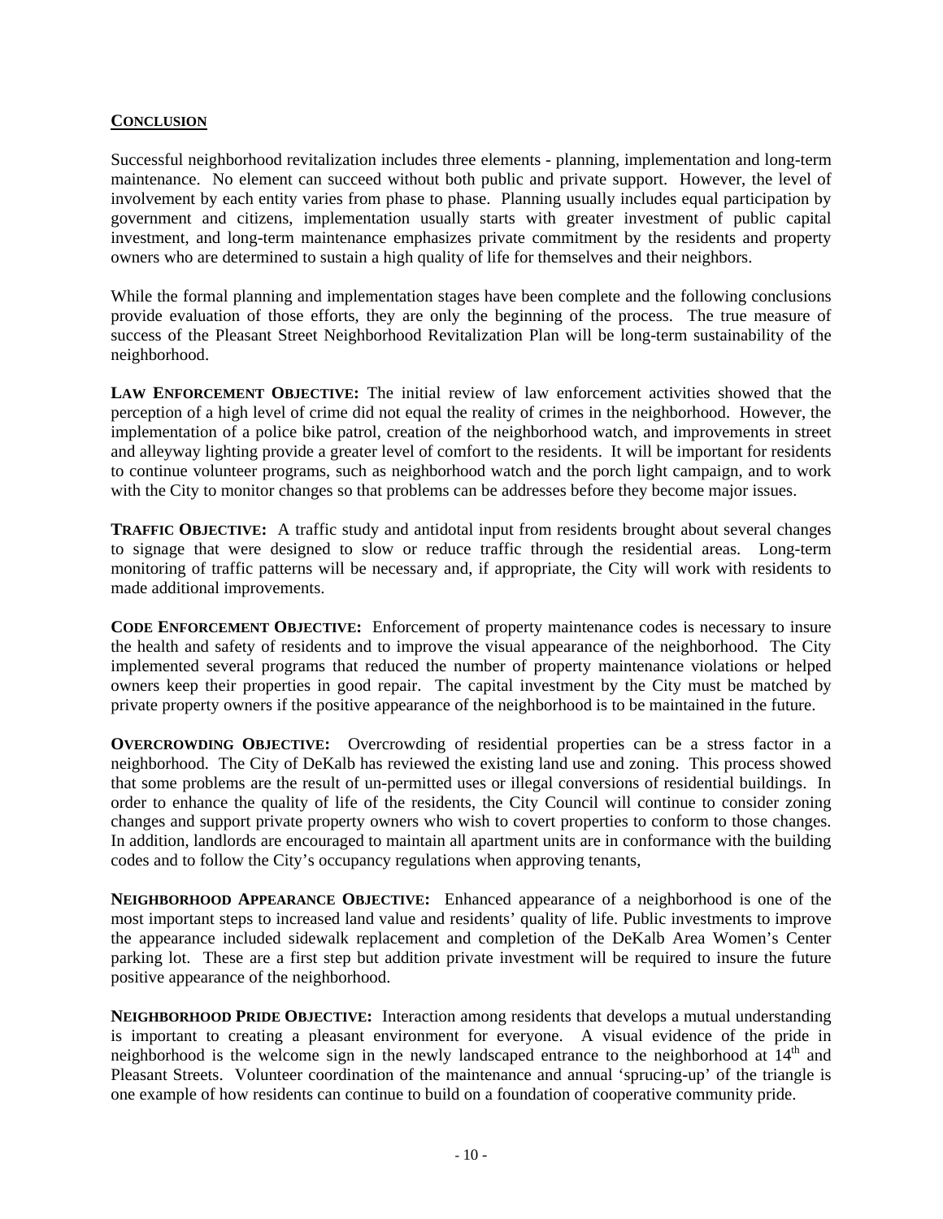## CONCLUSION

Successful neighborhood revitalization includes three elements - planning, implementation and long-term maintenance. No element can succeed without both public and private support. However, the level of involvement by each entity varies from phase to phase. Planning usually includes equal participation by government and citizens, implementation usually starts with greater investment of public capital investment, and long-term maintenance emphasizes private commitment by the residents and property owners who are determined to sustain a high quality of life for themselves and their neighbors.

While the formal planning and implementation stages have been complete and the following conclusions provide evaluation of those efforts, they are only the beginning of the process. The true measure of success of the Pleasant Street Neighborhood Revitalization Plan will be long-term sustainability of the neighborhood.

**LAW ENFORCEMENT OBJECTIVE:** The initial review of law enforcement activities showed that the perception of a high level of crime did not equal the reality of crimes in the neighborhood. However, the implementation of a police bike patrol, creation of the neighborhood watch, and improvements in street and alleyway lighting provide a greater level of comfort to the residents. It will be important for residents to continue volunteer programs, such as neighborhood watch and the porch light campaign, and to work with the City to monitor changes so that problems can be addresses before they become major issues.

**TRAFFIC OBJECTIVE:** A traffic study and antidotal input from residents brought about several changes to signage that were designed to slow or reduce traffic through the residential areas. Long-term monitoring of traffic patterns will be necessary and, if appropriate, the City will work with residents to made additional improvements.

**CODE ENFORCEMENT OBJECTIVE:** Enforcement of property maintenance codes is necessary to insure the health and safety of residents and to improve the visual appearance of the neighborhood. The City implemented several programs that reduced the number of property maintenance violations or helped owners keep their properties in good repair. The capital investment by the City must be matched by private property owners if the positive appearance of the neighborhood is to be maintained in the future.

**OVERCROWDING OBJECTIVE:** Overcrowding of residential properties can be a stress factor in a neighborhood. The City of DeKalb has reviewed the existing land use and zoning. This process showed that some problems are the result of un-permitted uses or illegal conversions of residential buildings. In order to enhance the quality of life of the residents, the City Council will continue to consider zoning changes and support private property owners who wish to covert properties to conform to those changes. In addition, landlords are encouraged to maintain all apartment units are in conformance with the building codes and to follow the City's occupancy regulations when approving tenants,

**NEIGHBORHOOD APPEARANCE OBJECTIVE:** Enhanced appearance of a neighborhood is one of the most important steps to increased land value and residents' quality of life. Public investments to improve the appearance included sidewalk replacement and completion of the DeKalb Area Women's Center parking lot. These are a first step but addition private investment will be required to insure the future positive appearance of the neighborhood.

**NEIGHBORHOOD PRIDE OBJECTIVE:** Interaction among residents that develops a mutual understanding is important to creating a pleasant environment for everyone. A visual evidence of the pride in neighborhood is the welcome sign in the newly landscaped entrance to the neighborhood at 14th and Pleasant Streets. Volunteer coordination of the maintenance and annual 'sprucing-up' of the triangle is one example of how residents can continue to build on a foundation of cooperative community pride.